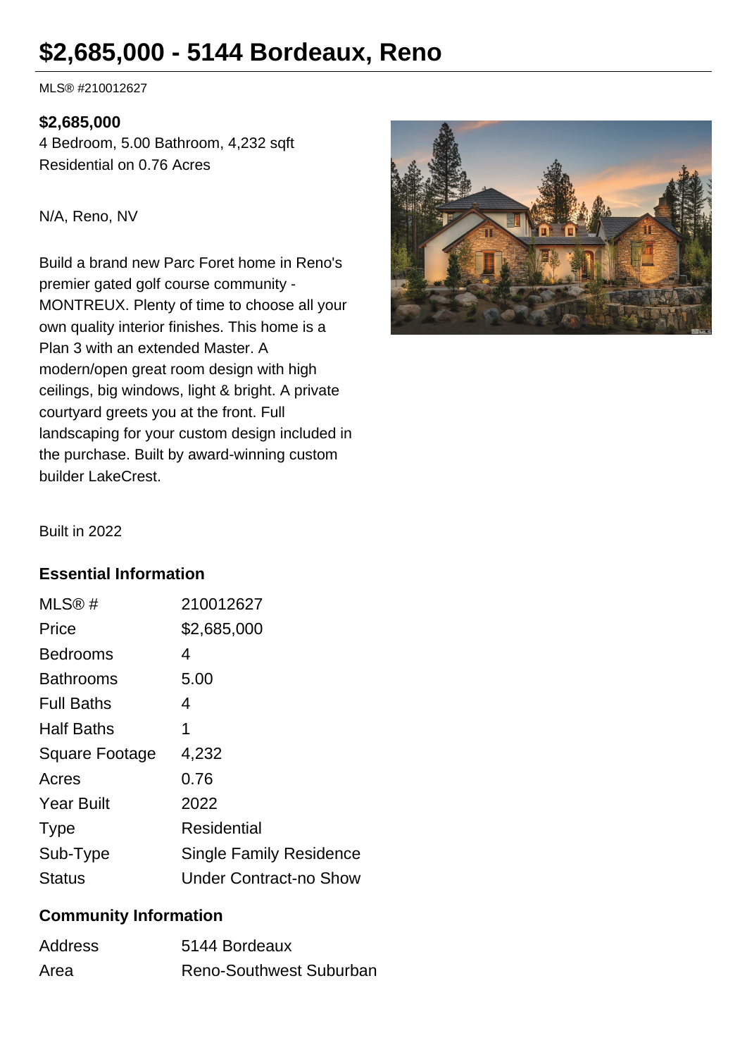# $2,685,000 - 5144 Bordeaux, Reno

MLS® #210012627

**$2,685,000**
4 Bedroom, 5.00 Bathroom, 4,232 sqft
Residential on 0.76 Acres

N/A, Reno, NV

Build a brand new Parc Foret home in Reno's premier gated golf course community - MONTREUX. Plenty of time to choose all your own quality interior finishes. This home is a Plan 3 with an extended Master. A modern/open great room design with high ceilings, big windows, light & bright. A private courtyard greets you at the front. Full landscaping for your custom design included in the purchase. Built by award-winning custom builder LakeCrest.

Built in 2022

### Essential Information

| | |
|---|---|
| MLS® # | 210012627 |
| Price | $2,685,000 |
| Bedrooms | 4 |
| Bathrooms | 5.00 |
| Full Baths | 4 |
| Half Baths | 1 |
| Square Footage | 4,232 |
| Acres | 0.76 |
| Year Built | 2022 |
| Type | Residential |
| Sub-Type | Single Family Residence |
| Status | Under Contract-no Show |

### Community Information

| | |
|---|---|
| Address | 5144 Bordeaux |
| Area | Reno-Southwest Suburban |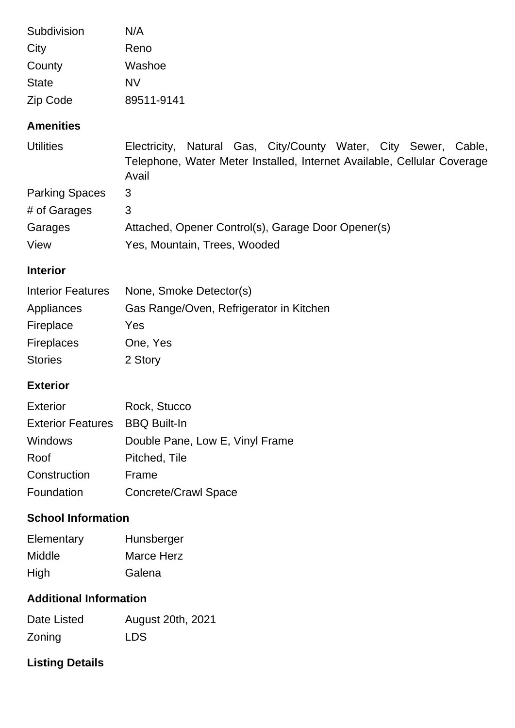| | |
|---|---|
| Subdivision | N/A |
| City | Reno |
| County | Washoe |
| State | NV |
| Zip Code | 89511-9141 |

## Amenities

| | |
|---|---|
| Utilities | Electricity, Natural Gas, City/County Water, City Sewer, Cable, Telephone, Water Meter Installed, Internet Available, Cellular Coverage Avail |
| Parking Spaces | 3 |
| # of Garages | 3 |
| Garages | Attached, Opener Control(s), Garage Door Opener(s) |
| View | Yes, Mountain, Trees, Wooded |

## Interior

| | |
|---|---|
| Interior Features | None, Smoke Detector(s) |
| Appliances | Gas Range/Oven, Refrigerator in Kitchen |
| Fireplace | Yes |
| Fireplaces | One, Yes |
| Stories | 2 Story |

## Exterior

| | |
|---|---|
| Exterior | Rock, Stucco |
| Exterior Features | BBQ Built-In |
| Windows | Double Pane, Low E, Vinyl Frame |
| Roof | Pitched, Tile |
| Construction | Frame |
| Foundation | Concrete/Crawl Space |

## School Information

| | |
|---|---|
| Elementary | Hunsberger |
| Middle | Marce Herz |
| High | Galena |

## Additional Information

| | |
|---|---|
| Date Listed | August 20th, 2021 |
| Zoning | LDS |

## Listing Details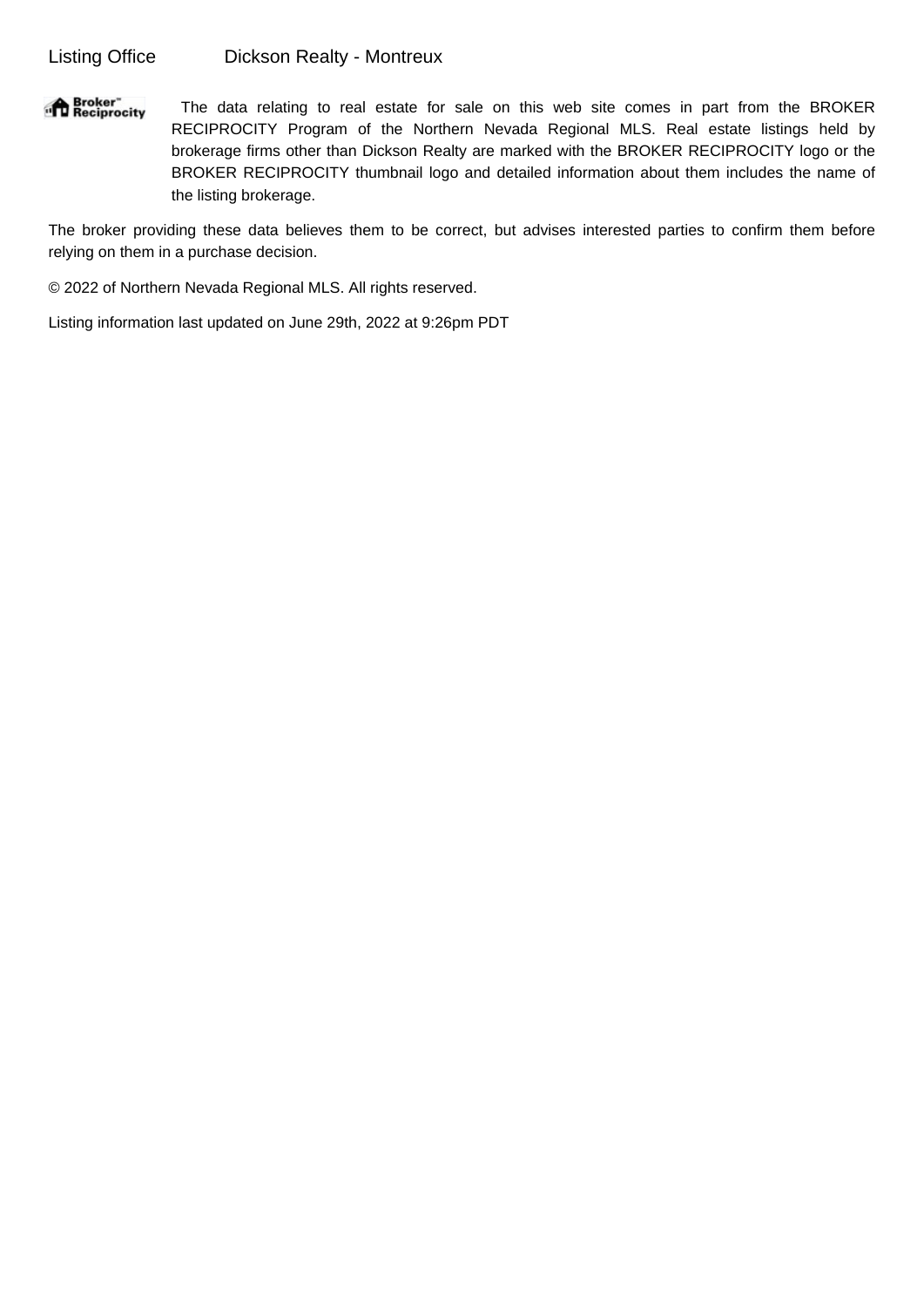| | |
|---|---|
| Listing Office | Dickson Realty - Montreux |

Broker Reciprocity

The data relating to real estate for sale on this web site comes in part from the BROKER RECIPROCITY Program of the Northern Nevada Regional MLS. Real estate listings held by brokerage firms other than Dickson Realty are marked with the BROKER RECIPROCITY logo or the BROKER RECIPROCITY thumbnail logo and detailed information about them includes the name of the listing brokerage.

The broker providing these data believes them to be correct, but advises interested parties to confirm them before relying on them in a purchase decision.

© 2022 of Northern Nevada Regional MLS. All rights reserved.

Listing information last updated on June 29th, 2022 at 9:26pm PDT